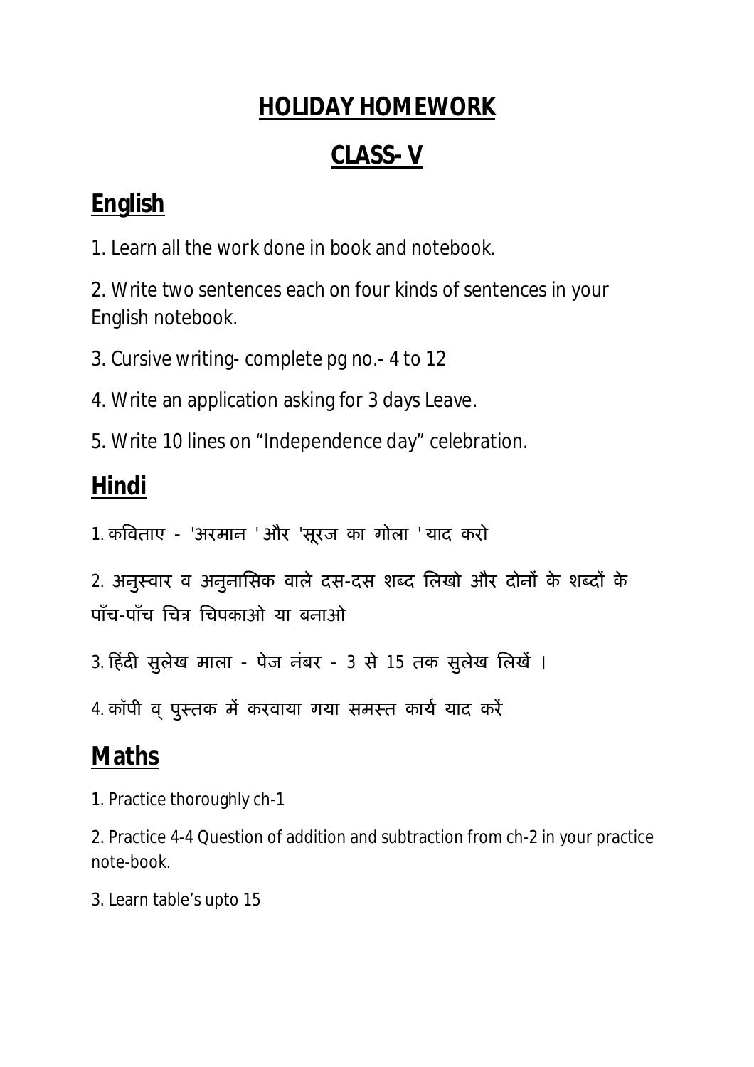# HOLIDAY HOMEWORK

# CLASS- V

## English

1. Learn all the work done in book and notebook.

2. Write two sentences each on four kinds of sentences in your English notebook.

3. Cursive writing- complete pg no.- 4 to 12

4. Write an application asking for 3 days Leave.

5. Write 10 lines on “Independence day” celebration.

## Hindi

1. कविताए - 'अरमान ' और 'सूरज का गोला ' याद करो

2. अनुस्वार व अनुनासिक वाले दस-दस शब्द लिखो और दोनों के शब्दों के पाँच-पाँच चित्र चिपकाओ या बनाओ

3. हिंदी सुलेख माला - पेज नंबर - 3 से 15 तक सुलेख लिखें ।

4. कॉपी व् पुस्तक में करवाया गया समस्त कार्य याद करें

## Maths

1. Practice thoroughly ch-1

2. Practice 4-4 Question of addition and subtraction from ch-2 in your practice note-book.

3. Learn table’s upto 15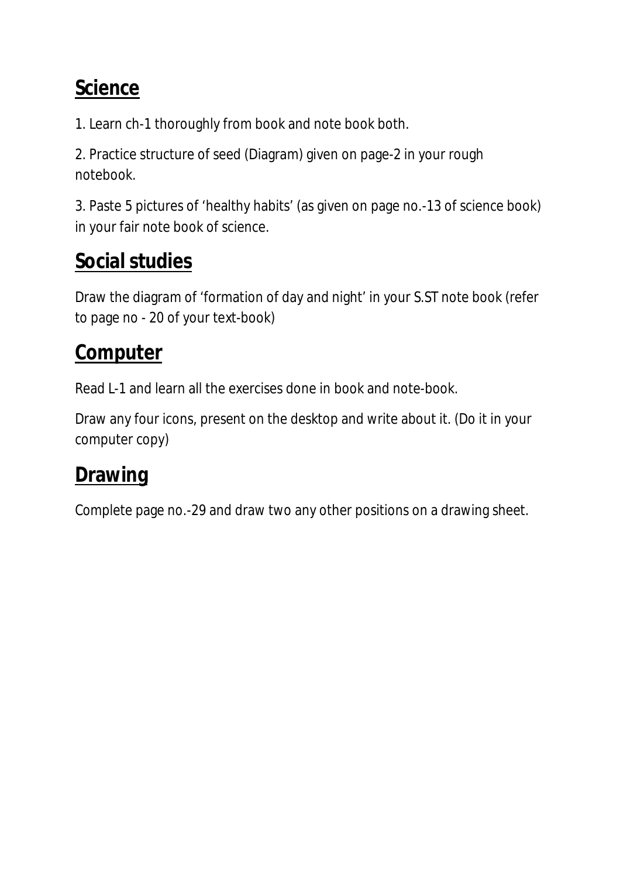## Science

1. Learn ch-1 thoroughly from book and note book both.

2. Practice structure of seed (Diagram) given on page-2 in your rough notebook.

3. Paste 5 pictures of 'healthy habits' (as given on page no.-13 of science book) in your fair note book of science.

## Social studies

Draw the diagram of 'formation of day and night' in your S.ST note book (refer to page no - 20 of your text-book)

## Computer

Read L-1 and learn all the exercises done in book and note-book.

Draw any four icons, present on the desktop and write about it. (Do it in your computer copy)

## Drawing

Complete page no.-29 and draw two any other positions on a drawing sheet.